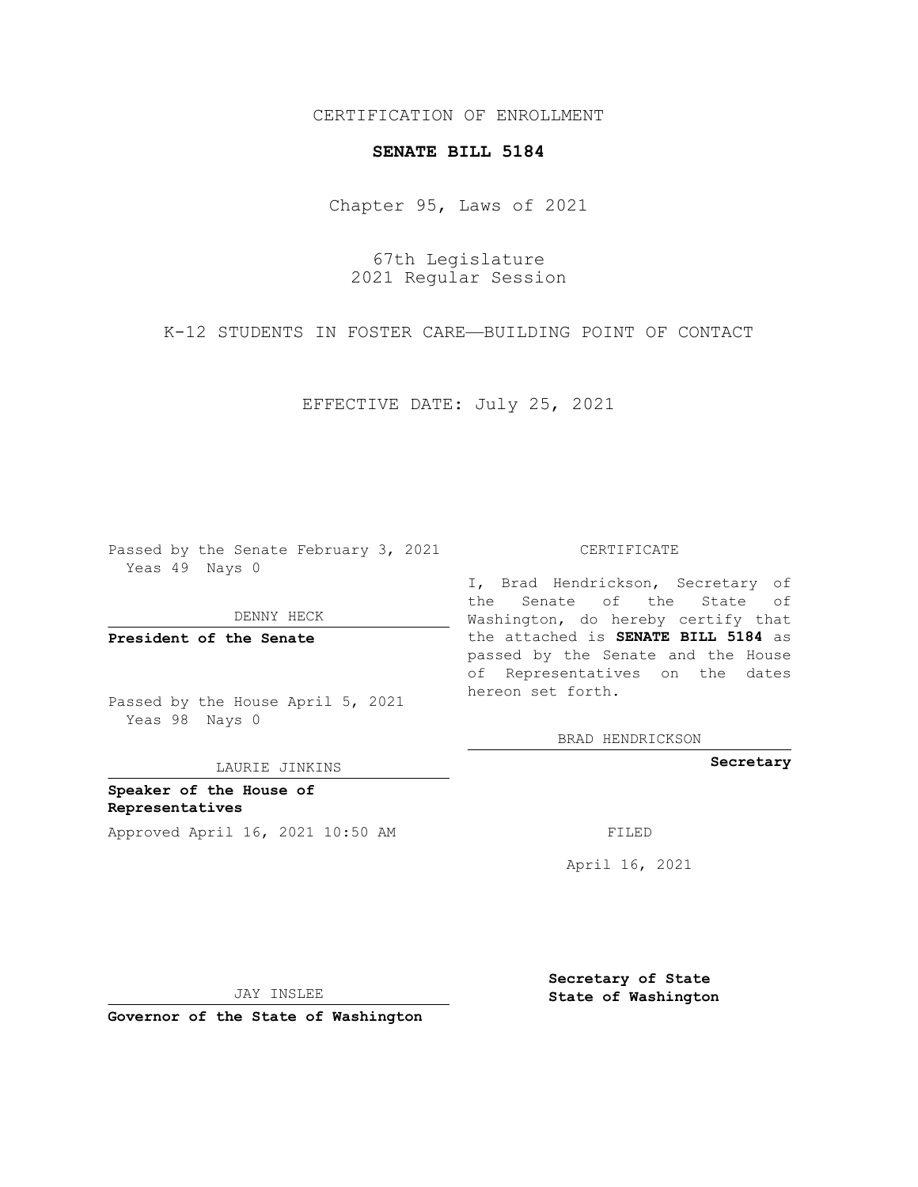CERTIFICATION OF ENROLLMENT

**SENATE BILL 5184**

Chapter 95, Laws of 2021

67th Legislature
2021 Regular Session

K-12 STUDENTS IN FOSTER CARE—BUILDING POINT OF CONTACT

EFFECTIVE DATE: July 25, 2021

Passed by the Senate February 3, 2021
Yeas 49 Nays 0

DENNY HECK

**President of the Senate**

Passed by the House April 5, 2021
Yeas 98 Nays 0

LAURIE JINKINS

**Speaker of the House of Representatives**

Approved April 16, 2021 10:50 AM

JAY INSLEE

**Governor of the State of Washington**

CERTIFICATE

I, Brad Hendrickson, Secretary of the Senate of the State of Washington, do hereby certify that the attached is **SENATE BILL 5184** as passed by the Senate and the House of Representatives on the dates hereon set forth.

BRAD HENDRICKSON

**Secretary**

FILED

April 16, 2021

**Secretary of State**
**State of Washington**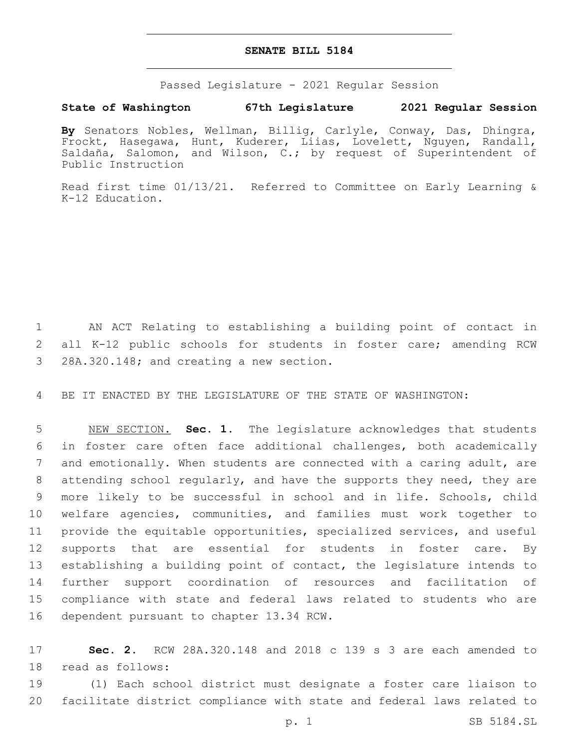**SENATE BILL 5184**

Passed Legislature - 2021 Regular Session

**State of Washington 67th Legislature 2021 Regular Session**

**By** Senators Nobles, Wellman, Billig, Carlyle, Conway, Das, Dhingra, Frockt, Hasegawa, Hunt, Kuderer, Liias, Lovelett, Nguyen, Randall, Saldaña, Salomon, and Wilson, C.; by request of Superintendent of Public Instruction

Read first time 01/13/21. Referred to Committee on Early Learning & K-12 Education.

1 AN ACT Relating to establishing a building point of contact in 2 all K-12 public schools for students in foster care; amending RCW 3 28A.320.148; and creating a new section.

4 BE IT ENACTED BY THE LEGISLATURE OF THE STATE OF WASHINGTON:

5 NEW SECTION. **Sec. 1.** The legislature acknowledges that students 6 in foster care often face additional challenges, both academically 7 and emotionally. When students are connected with a caring adult, are 8 attending school regularly, and have the supports they need, they are 9 more likely to be successful in school and in life. Schools, child 10 welfare agencies, communities, and families must work together to 11 provide the equitable opportunities, specialized services, and useful 12 supports that are essential for students in foster care. By 13 establishing a building point of contact, the legislature intends to 14 further support coordination of resources and facilitation of 15 compliance with state and federal laws related to students who are 16 dependent pursuant to chapter 13.34 RCW.

17 **Sec. 2.** RCW 28A.320.148 and 2018 c 139 s 3 are each amended to 18 read as follows:

19 (1) Each school district must designate a foster care liaison to 20 facilitate district compliance with state and federal laws related to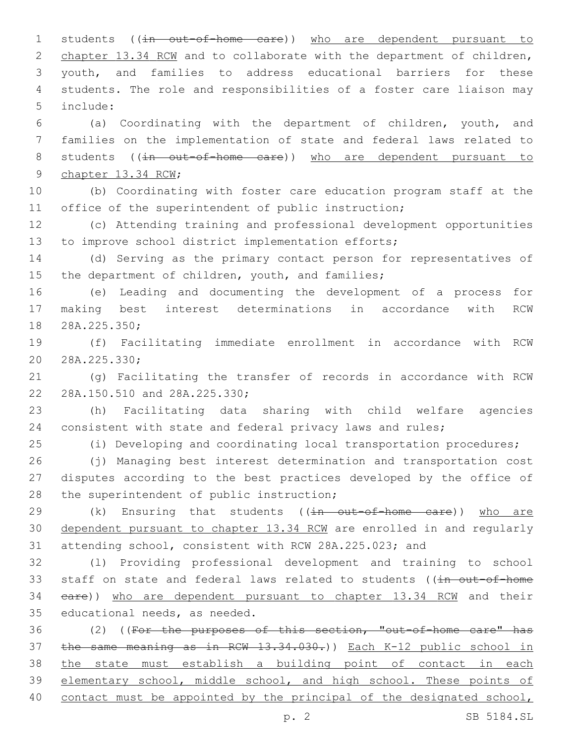students ((~~in out-of-home care~~)) <u>who are dependent pursuant to chapter 13.34 RCW</u> and to collaborate with the department of children, youth, and families to address educational barriers for these students. The role and responsibilities of a foster care liaison may include:

(a) Coordinating with the department of children, youth, and families on the implementation of state and federal laws related to students ((~~in out-of-home care~~)) <u>who are dependent pursuant to chapter 13.34 RCW</u>;

(b) Coordinating with foster care education program staff at the office of the superintendent of public instruction;

(c) Attending training and professional development opportunities to improve school district implementation efforts;

(d) Serving as the primary contact person for representatives of the department of children, youth, and families;

(e) Leading and documenting the development of a process for making best interest determinations in accordance with RCW 28A.225.350;

(f) Facilitating immediate enrollment in accordance with RCW 28A.225.330;

(g) Facilitating the transfer of records in accordance with RCW 28A.150.510 and 28A.225.330;

(h) Facilitating data sharing with child welfare agencies consistent with state and federal privacy laws and rules;

(i) Developing and coordinating local transportation procedures;

(j) Managing best interest determination and transportation cost disputes according to the best practices developed by the office of the superintendent of public instruction;

(k) Ensuring that students ((~~in out-of-home care~~)) <u>who are dependent pursuant to chapter 13.34 RCW</u> are enrolled in and regularly attending school, consistent with RCW 28A.225.023; and

(l) Providing professional development and training to school staff on state and federal laws related to students ((~~in out-of-home care~~)) <u>who are dependent pursuant to chapter 13.34 RCW</u> and their educational needs, as needed.

(2) ((~~For the purposes of this section, "out-of-home care" has the same meaning as in RCW 13.34.030.~~)) <u>Each K-12 public school in the state must establish a building point of contact in each elementary school, middle school, and high school. These points of contact must be appointed by the principal of the designated school,</u>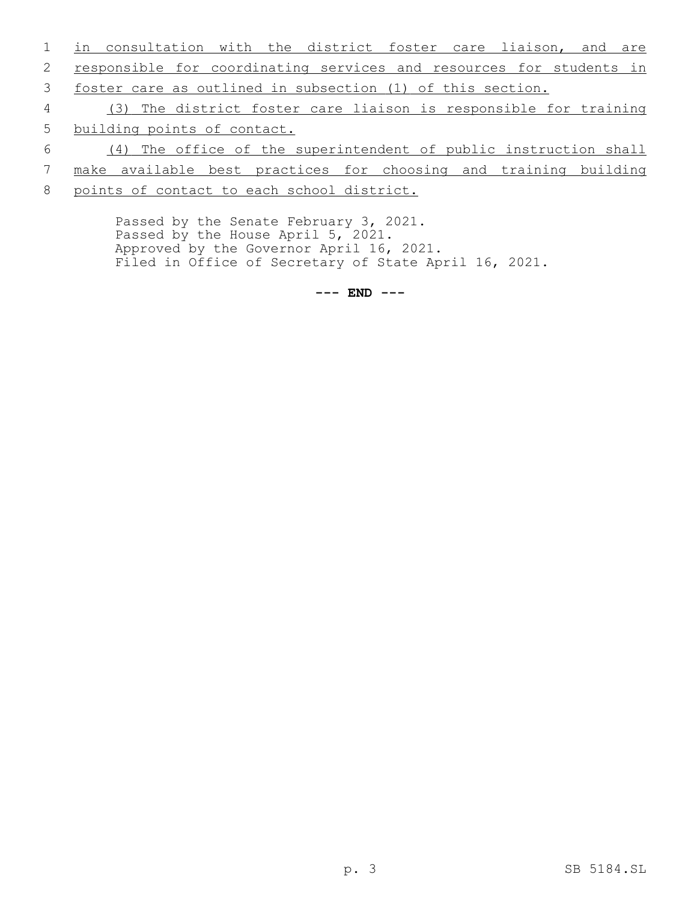in consultation with the district foster care liaison, and are responsible for coordinating services and resources for students in foster care as outlined in subsection (1) of this section.

(3) The district foster care liaison is responsible for training building points of contact.

(4) The office of the superintendent of public instruction shall make available best practices for choosing and training building points of contact to each school district.

Passed by the Senate February 3, 2021.
Passed by the House April 5, 2021.
Approved by the Governor April 16, 2021.
Filed in Office of Secretary of State April 16, 2021.

**--- END ---**